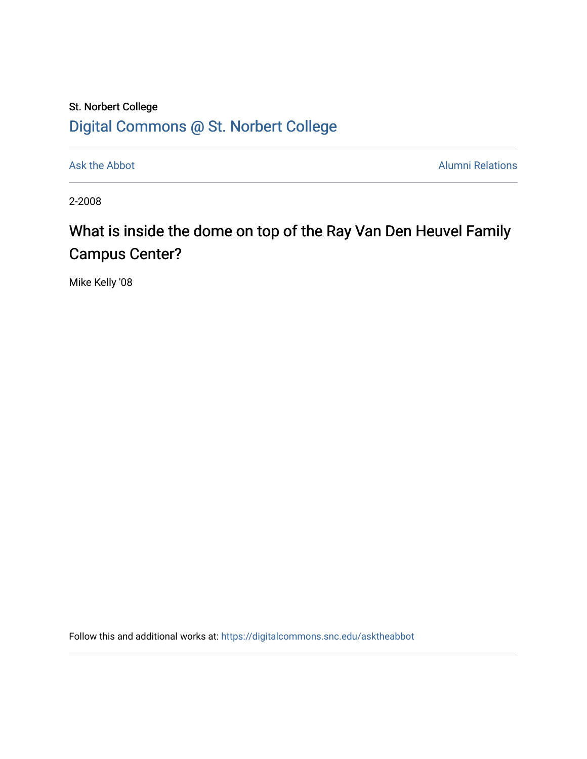St. Norbert College

[Digital Commons @ St. Norbert College](https://digitalcommons.snc.edu)

Ask the Abbot | Alumni Relations

2-2008

# What is inside the dome on top of the Ray Van Den Heuvel Family Campus Center?

Mike Kelly '08

Follow this and additional works at: https://digitalcommons.snc.edu/asktheabbot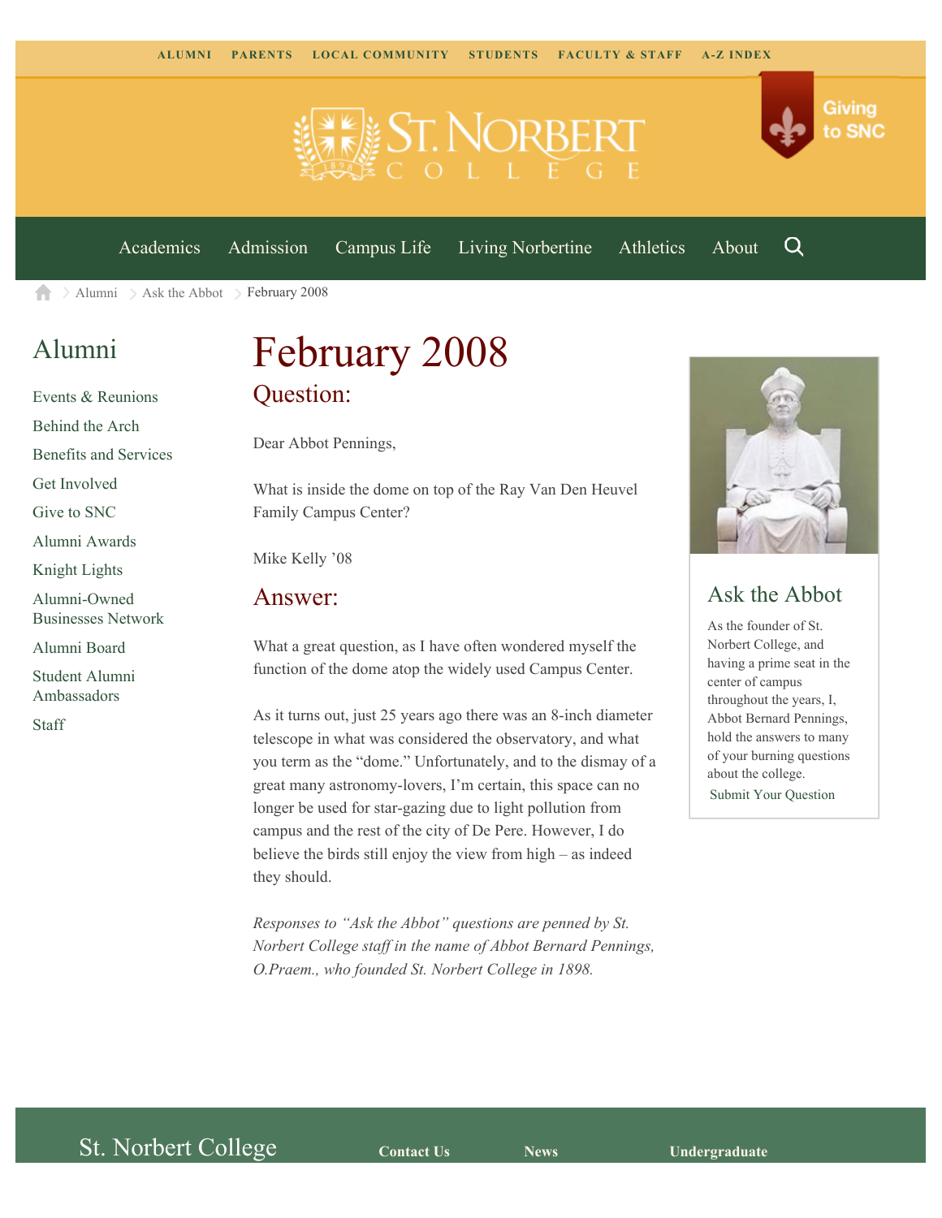ALUMNI PARENTS LOCAL COMMUNITY STUDENTS FACULTY & STAFF A-Z INDEX

Giving to SNC

Academics Admission Campus Life Living Norbertine Athletics About

Alumni > Ask the Abbot > February 2008

## Alumni

- Events & Reunions
- Behind the Arch
- Benefits and Services
- Get Involved
- Give to SNC
- Alumni Awards
- Knight Lights
- Alumni-Owned Businesses Network
- Alumni Board
- Student Alumni Ambassadors
- Staff

# February 2008

## Question:

Dear Abbot Pennings,

What is inside the dome on top of the Ray Van Den Heuvel Family Campus Center?

Mike Kelly '08

## Answer:

What a great question, as I have often wondered myself the function of the dome atop the widely used Campus Center.

As it turns out, just 25 years ago there was an 8-inch diameter telescope in what was considered the observatory, and what you term as the "dome." Unfortunately, and to the dismay of a great many astronomy-lovers, I'm certain, this space can no longer be used for star-gazing due to light pollution from campus and the rest of the city of De Pere. However, I do believe the birds still enjoy the view from high – as indeed they should.

*Responses to "Ask the Abbot" questions are penned by St. Norbert College staff in the name of Abbot Bernard Pennings, O.Praem., who founded St. Norbert College in 1898.*

## Ask the Abbot

As the founder of St. Norbert College, and having a prime seat in the center of campus throughout the years, I, Abbot Bernard Pennings, hold the answers to many of your burning questions about the college.

Submit Your Question

St. Norbert College

Contact Us News Undergraduate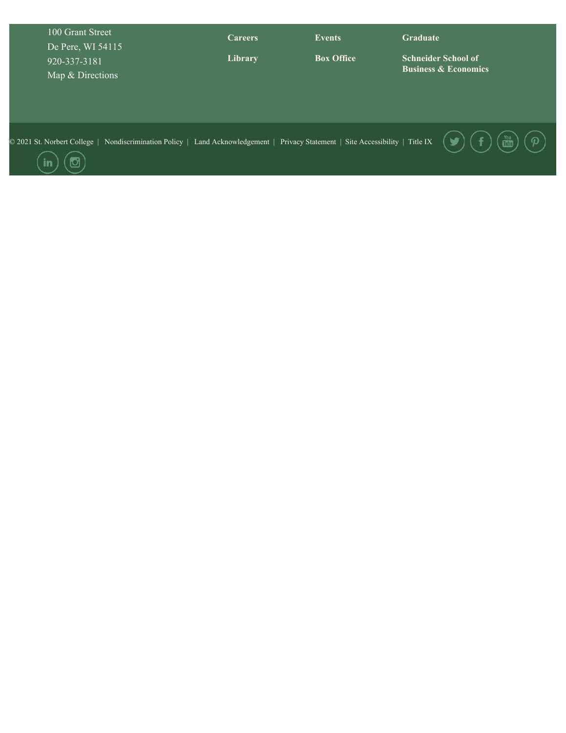100 Grant Street
De Pere, WI 54115
920-337-3181
Map & Directions

**Careers**

**Library**

**Events**

**Box Office**

**Graduate**

**Schneider School of Business & Economics**

© 2021 St. Norbert College | Nondiscrimination Policy | Land Acknowledgement | Privacy Statement | Site Accessibility | Title IX